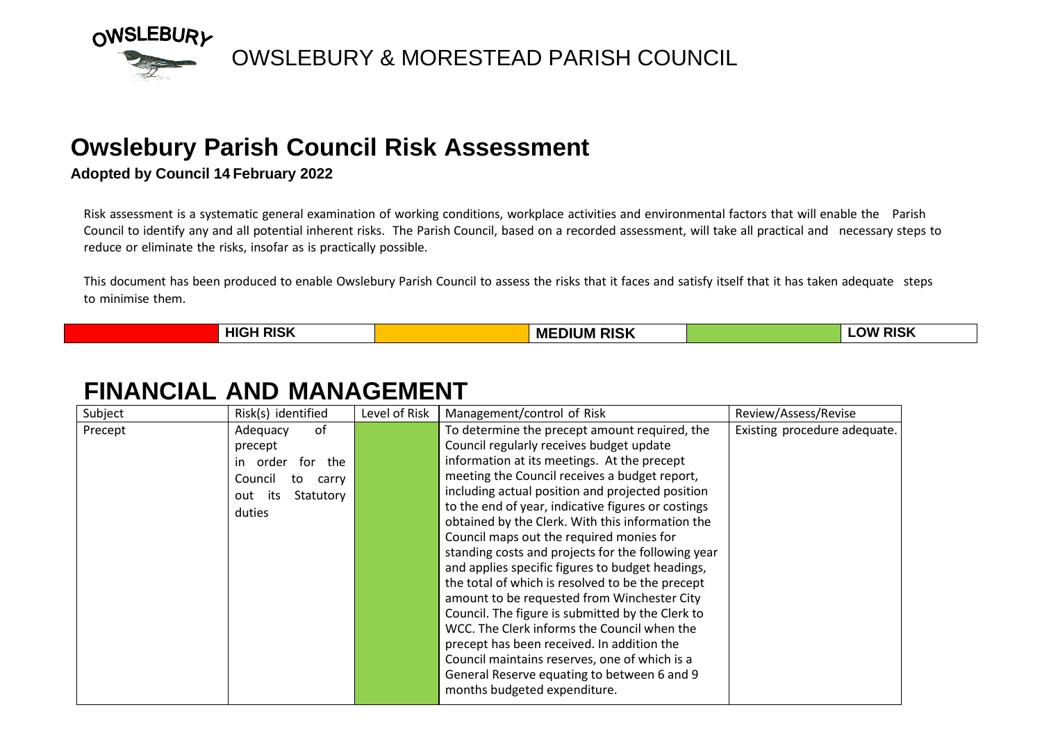OWSLEBURY

OWSLEBURY & MORESTEAD PARISH COUNCIL

# Owslebury Parish Council Risk Assessment

**Adopted by Council 14 February 2022**

Risk assessment is a systematic general examination of working conditions, workplace activities and environmental factors that will enable the Parish Council to identify any and all potential inherent risks. The Parish Council, based on a recorded assessment, will take all practical and necessary steps to reduce or eliminate the risks, insofar as is practically possible.

This document has been produced to enable Owslebury Parish Council to assess the risks that it faces and satisfy itself that it has taken adequate steps to minimise them.

| | HIGH RISK | | MEDIUM RISK | | LOW RISK |
|---|---|---|---|---|---|

# FINANCIAL AND MANAGEMENT

| Subject | Risk(s) identified | Level of Risk | Management/control of Risk | Review/Assess/Revise |
|---|---|---|---|---|
| Precept | Adequacy of precept in order for the Council to carry out its Statutory duties | | To determine the precept amount required, the Council regularly receives budget update information at its meetings. At the precept meeting the Council receives a budget report, including actual position and projected position to the end of year, indicative figures or costings obtained by the Clerk. With this information the Council maps out the required monies for standing costs and projects for the following year and applies specific figures to budget headings, the total of which is resolved to be the precept amount to be requested from Winchester City Council. The figure is submitted by the Clerk to WCC. The Clerk informs the Council when the precept has been received. In addition the Council maintains reserves, one of which is a General Reserve equating to between 6 and 9 months budgeted expenditure. | Existing procedure adequate. |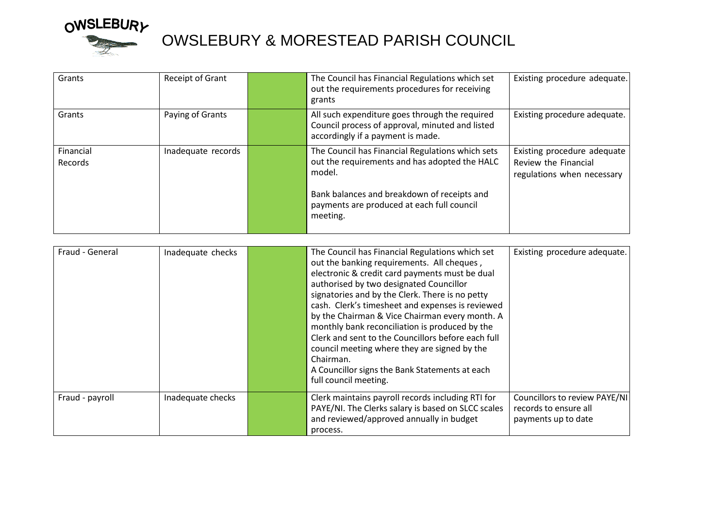# OWSLEBURY & MORESTEAD PARISH COUNCIL

| | | | | |
|---|---|---|---|---|
| Grants | Receipt of Grant | | The Council has Financial Regulations which set out the requirements procedures for receiving grants | Existing procedure adequate. |
| Grants | Paying of Grants | | All such expenditure goes through the required Council process of approval, minuted and listed accordingly if a payment is made. | Existing procedure adequate. |
| Financial Records | Inadequate records | | The Council has Financial Regulations which sets out the requirements and has adopted the HALC model.<br><br>Bank balances and breakdown of receipts and payments are produced at each full council meeting. | Existing procedure adequate Review the Financial regulations when necessary |

| | | | | |
|---|---|---|---|---|
| Fraud - General | Inadequate checks | | The Council has Financial Regulations which set out the banking requirements. All cheques , electronic & credit card payments must be dual authorised by two designated Councillor signatories and by the Clerk. There is no petty cash. Clerk's timesheet and expenses is reviewed by the Chairman & Vice Chairman every month. A monthly bank reconciliation is produced by the Clerk and sent to the Councillors before each full council meeting where they are signed by the Chairman.<br>A Councillor signs the Bank Statements at each full council meeting. | Existing procedure adequate. |
| Fraud - payroll | Inadequate checks | | Clerk maintains payroll records including RTI for PAYE/NI. The Clerks salary is based on SLCC scales and reviewed/approved annually in budget process. | Councillors to review PAYE/NI records to ensure all payments up to date |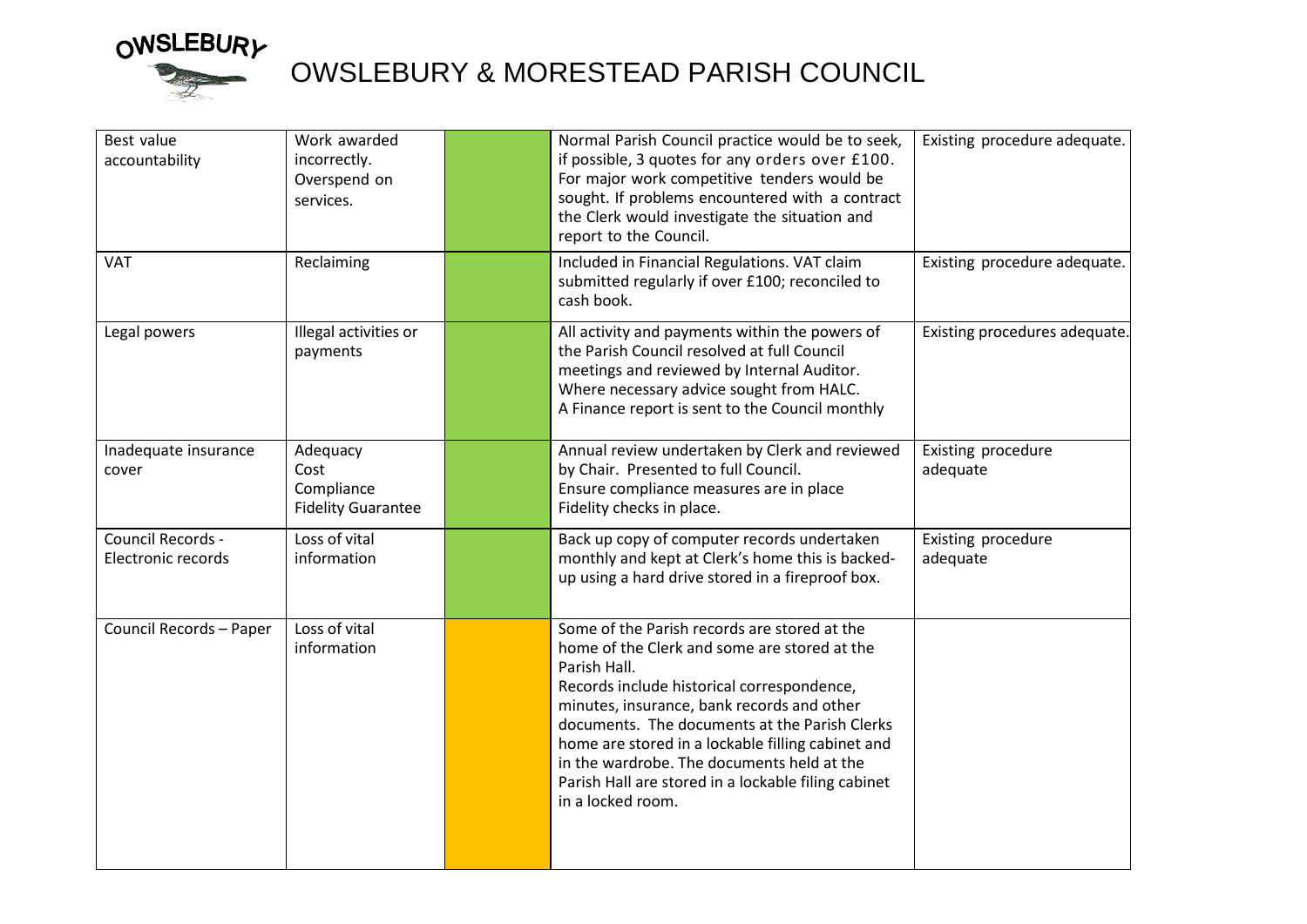# OWSLEBURY & MORESTEAD PARISH COUNCIL

| | | | | |
|---|---|---|---|---|
| Best value accountability | Work awarded incorrectly. Overspend on services. | | Normal Parish Council practice would be to seek, if possible, 3 quotes for any orders over £100. For major work competitive tenders would be sought. If problems encountered with a contract the Clerk would investigate the situation and report to the Council. | Existing procedure adequate. |
| VAT | Reclaiming | | Included in Financial Regulations. VAT claim submitted regularly if over £100; reconciled to cash book. | Existing procedure adequate. |
| Legal powers | Illegal activities or payments | | All activity and payments within the powers of the Parish Council resolved at full Council meetings and reviewed by Internal Auditor. Where necessary advice sought from HALC. A Finance report is sent to the Council monthly | Existing procedures adequate. |
| Inadequate insurance cover | Adequacy Cost Compliance Fidelity Guarantee | | Annual review undertaken by Clerk and reviewed by Chair. Presented to full Council. Ensure compliance measures are in place Fidelity checks in place. | Existing procedure adequate |
| Council Records - Electronic records | Loss of vital information | | Back up copy of computer records undertaken monthly and kept at Clerk's home this is backed-up using a hard drive stored in a fireproof box. | Existing procedure adequate |
| Council Records – Paper | Loss of vital information | | Some of the Parish records are stored at the home of the Clerk and some are stored at the Parish Hall. Records include historical correspondence, minutes, insurance, bank records and other documents. The documents at the Parish Clerks home are stored in a lockable filling cabinet and in the wardrobe. The documents held at the Parish Hall are stored in a lockable filing cabinet in a locked room. | |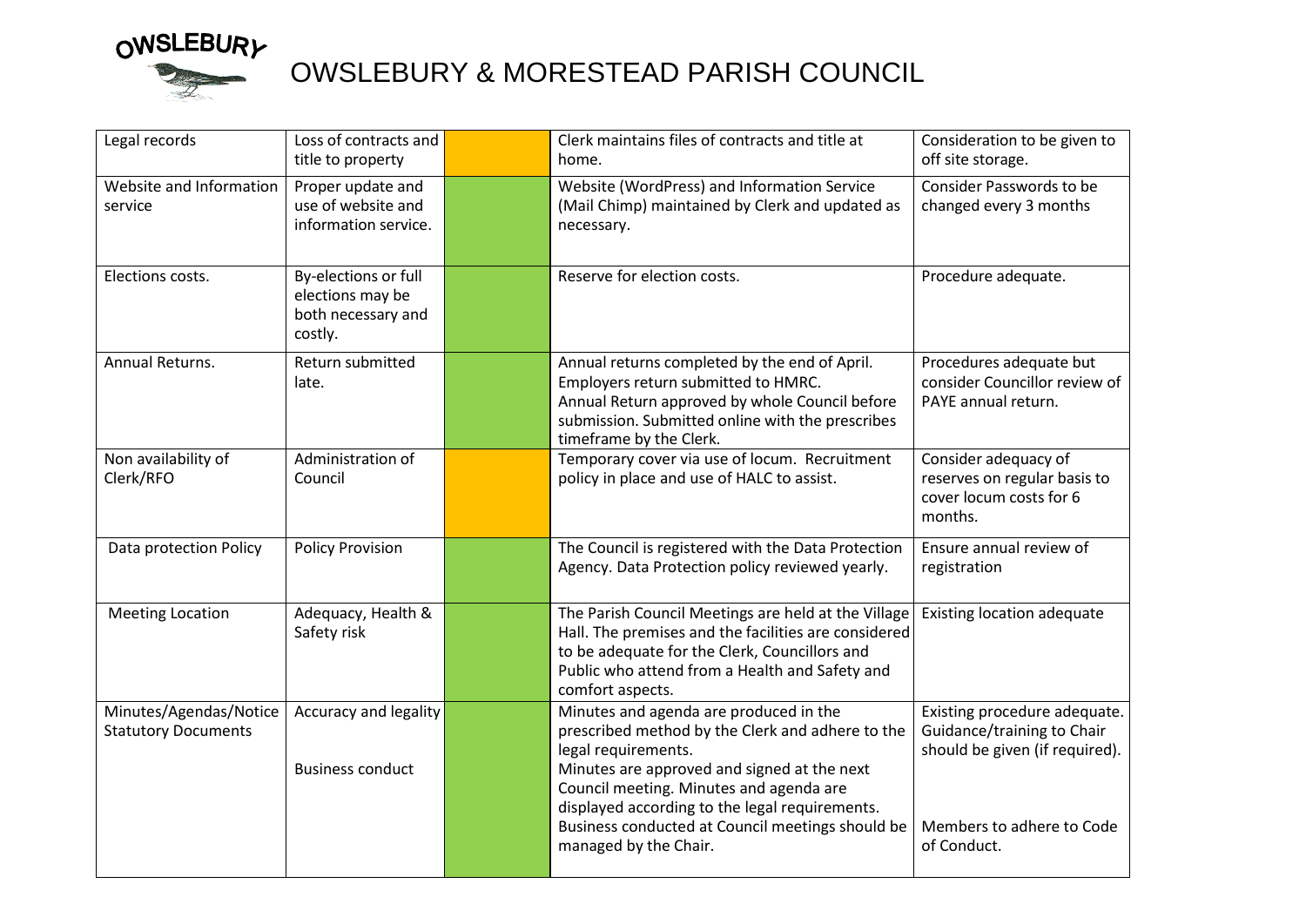# OWSLEBURY & MORESTEAD PARISH COUNCIL

| | | | | |
|---|---|---|---|---|
| Legal records | Loss of contracts and title to property | | Clerk maintains files of contracts and title at home. | Consideration to be given to off site storage. |
| Website and Information service | Proper update and use of website and information service. | | Website (WordPress) and Information Service (Mail Chimp) maintained by Clerk and updated as necessary. | Consider Passwords to be changed every 3 months |
| Elections costs. | By-elections or full elections may be both necessary and costly. | | Reserve for election costs. | Procedure adequate. |
| Annual Returns. | Return submitted late. | | Annual returns completed by the end of April. Employers return submitted to HMRC. Annual Return approved by whole Council before submission. Submitted online with the prescribes timeframe by the Clerk. | Procedures adequate but consider Councillor review of PAYE annual return. |
| Non availability of Clerk/RFO | Administration of Council | | Temporary cover via use of locum. Recruitment policy in place and use of HALC to assist. | Consider adequacy of reserves on regular basis to cover locum costs for 6 months. |
| Data protection Policy | Policy Provision | | The Council is registered with the Data Protection Agency. Data Protection policy reviewed yearly. | Ensure annual review of registration |
| Meeting Location | Adequacy, Health & Safety risk | | The Parish Council Meetings are held at the Village Hall. The premises and the facilities are considered to be adequate for the Clerk, Councillors and Public who attend from a Health and Safety and comfort aspects. | Existing location adequate |
| Minutes/Agendas/Notice Statutory Documents | Accuracy and legality<br><br>Business conduct | | Minutes and agenda are produced in the prescribed method by the Clerk and adhere to the legal requirements.<br>Minutes are approved and signed at the next Council meeting. Minutes and agenda are displayed according to the legal requirements.<br>Business conducted at Council meetings should be managed by the Chair. | Existing procedure adequate. Guidance/training to Chair should be given (if required).<br><br>Members to adhere to Code of Conduct. |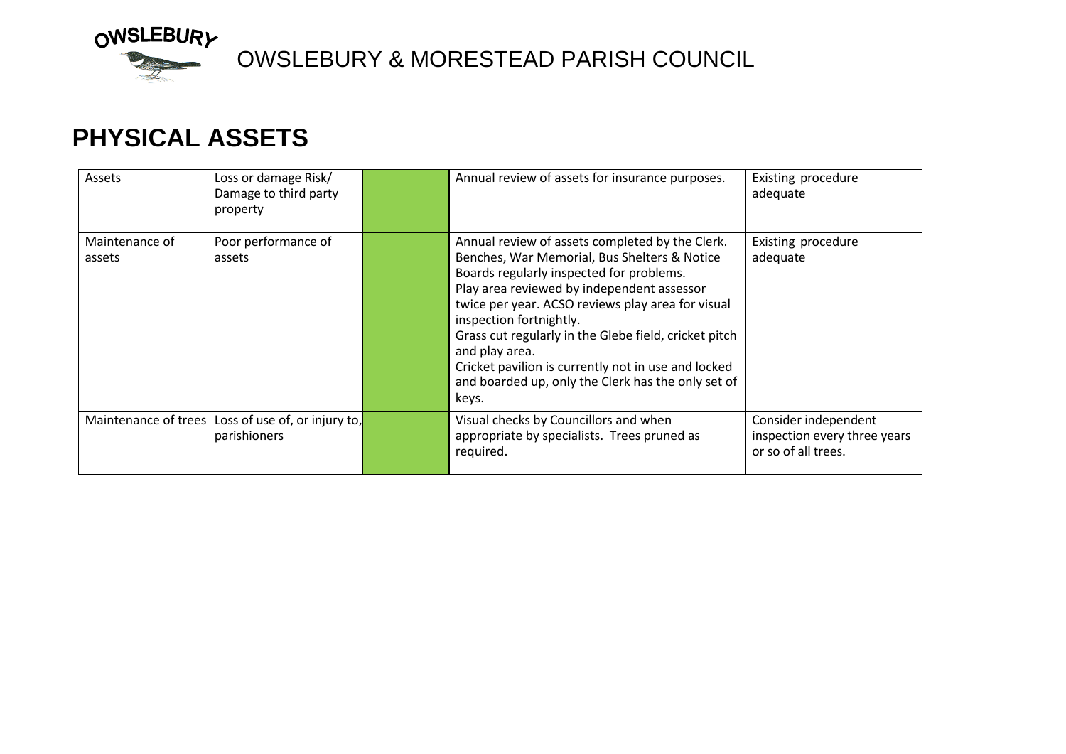OWSLEBURY & MORESTEAD PARISH COUNCIL

# PHYSICAL ASSETS

| | | | | |
|---|---|---|---|---|
| Assets | Loss or damage Risk/ Damage to third party property | | Annual review of assets for insurance purposes. | Existing procedure adequate |
| Maintenance of assets | Poor performance of assets | | Annual review of assets completed by the Clerk. Benches, War Memorial, Bus Shelters & Notice Boards regularly inspected for problems. Play area reviewed by independent assessor twice per year. ACSO reviews play area for visual inspection fortnightly. Grass cut regularly in the Glebe field, cricket pitch and play area. Cricket pavilion is currently not in use and locked and boarded up, only the Clerk has the only set of keys. | Existing procedure adequate |
| Maintenance of trees | Loss of use of, or injury to, parishioners | | Visual checks by Councillors and when appropriate by specialists. Trees pruned as required. | Consider independent inspection every three years or so of all trees. |